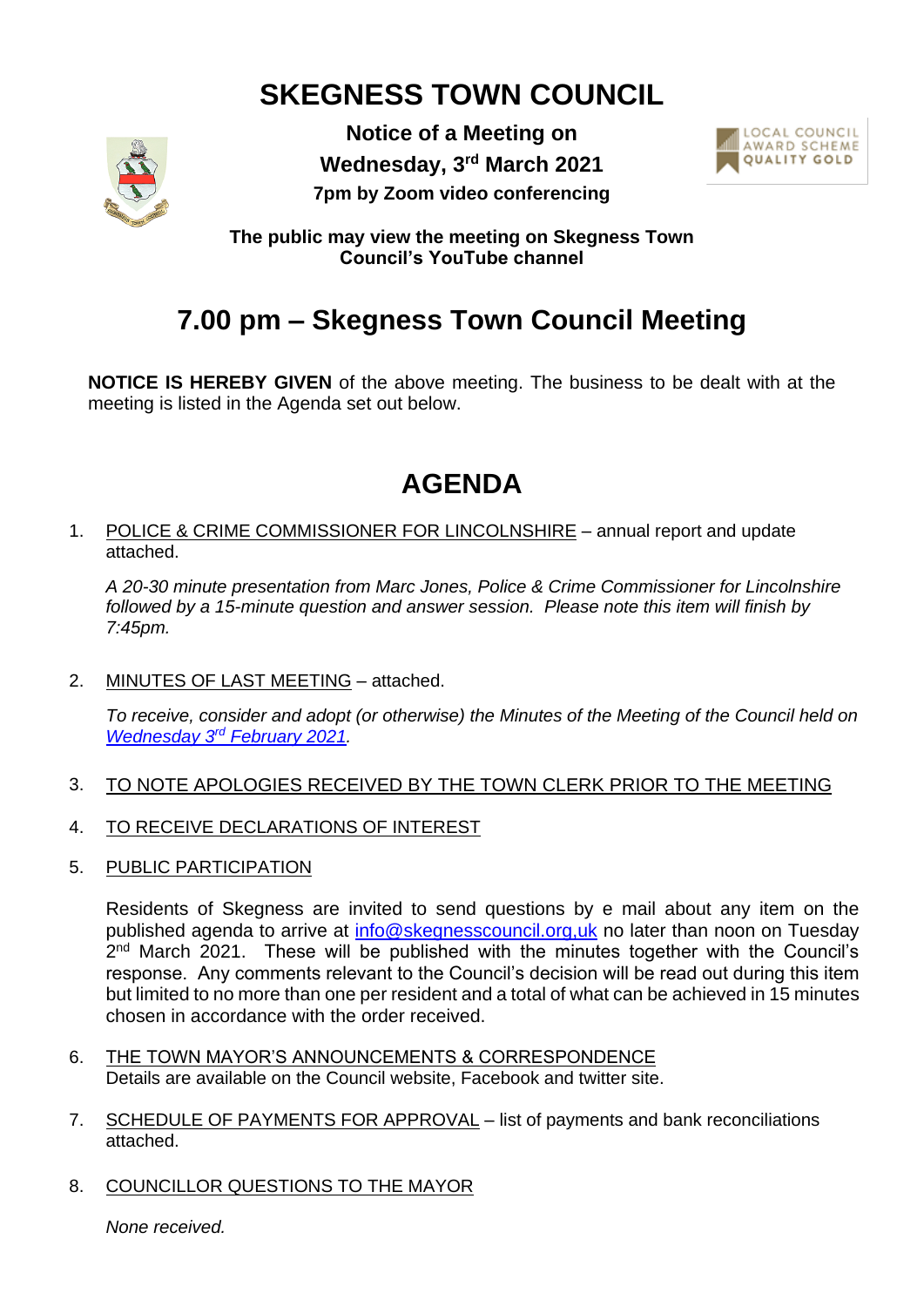# SKEGNESS TOWN COUNCIL

**Notice of a Meeting on**
**Wednesday, 3rd March 2021**
**7pm by Zoom video conferencing**

LOCAL COUNCIL AWARD SCHEME QUALITY GOLD

**The public may view the meeting on Skegness Town Council's YouTube channel**

## 7.00 pm – Skegness Town Council Meeting

**NOTICE IS HEREBY GIVEN** of the above meeting. The business to be dealt with at the meeting is listed in the Agenda set out below.

## AGENDA

1. POLICE & CRIME COMMISSIONER FOR LINCOLNSHIRE – annual report and update attached.

   *A 20-30 minute presentation from Marc Jones, Police & Crime Commissioner for Lincolnshire followed by a 15-minute question and answer session. Please note this item will finish by 7:45pm.*

2. MINUTES OF LAST MEETING – attached.

   *To receive, consider and adopt (or otherwise) the Minutes of the Meeting of the Council held on Wednesday 3rd February 2021.*

3. TO NOTE APOLOGIES RECEIVED BY THE TOWN CLERK PRIOR TO THE MEETING

4. TO RECEIVE DECLARATIONS OF INTEREST

5. PUBLIC PARTICIPATION

   Residents of Skegness are invited to send questions by e mail about any item on the published agenda to arrive at info@skegnesscouncil.org,uk no later than noon on Tuesday 2nd March 2021. These will be published with the minutes together with the Council's response. Any comments relevant to the Council's decision will be read out during this item but limited to no more than one per resident and a total of what can be achieved in 15 minutes chosen in accordance with the order received.

6. THE TOWN MAYOR'S ANNOUNCEMENTS & CORRESPONDENCE
   Details are available on the Council website, Facebook and twitter site.

7. SCHEDULE OF PAYMENTS FOR APPROVAL – list of payments and bank reconciliations attached.

8. COUNCILLOR QUESTIONS TO THE MAYOR

   *None received.*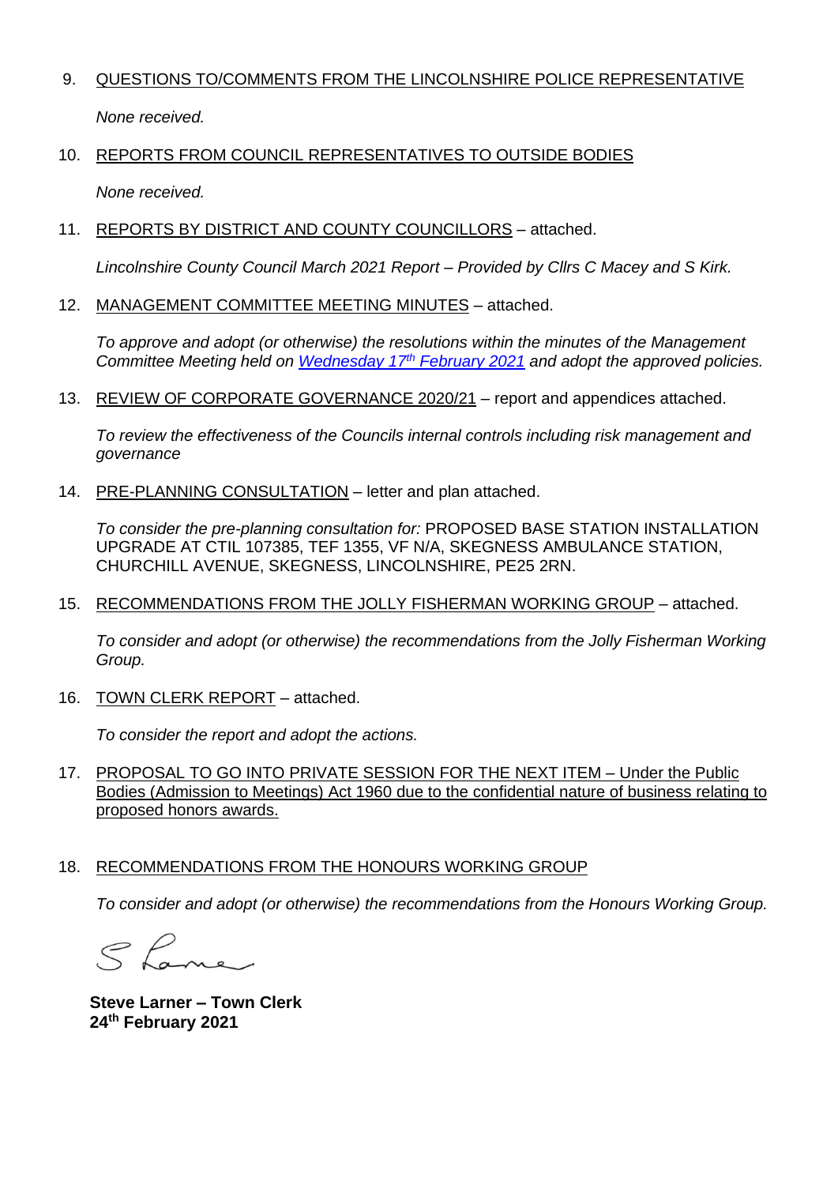9. QUESTIONS TO/COMMENTS FROM THE LINCOLNSHIRE POLICE REPRESENTATIVE

   *None received.*

10. REPORTS FROM COUNCIL REPRESENTATIVES TO OUTSIDE BODIES

    *None received.*

11. REPORTS BY DISTRICT AND COUNTY COUNCILLORS – attached.

    *Lincolnshire County Council March 2021 Report – Provided by Cllrs C Macey and S Kirk.*

12. MANAGEMENT COMMITTEE MEETING MINUTES – attached.

    *To approve and adopt (or otherwise) the resolutions within the minutes of the Management Committee Meeting held on Wednesday 17th February 2021 and adopt the approved policies.*

13. REVIEW OF CORPORATE GOVERNANCE 2020/21 – report and appendices attached.

    *To review the effectiveness of the Councils internal controls including risk management and governance*

14. PRE-PLANNING CONSULTATION – letter and plan attached.

    *To consider the pre-planning consultation for:* PROPOSED BASE STATION INSTALLATION UPGRADE AT CTIL 107385, TEF 1355, VF N/A, SKEGNESS AMBULANCE STATION, CHURCHILL AVENUE, SKEGNESS, LINCOLNSHIRE, PE25 2RN.

15. RECOMMENDATIONS FROM THE JOLLY FISHERMAN WORKING GROUP – attached.

    *To consider and adopt (or otherwise) the recommendations from the Jolly Fisherman Working Group.*

16. TOWN CLERK REPORT – attached.

    *To consider the report and adopt the actions.*

17. PROPOSAL TO GO INTO PRIVATE SESSION FOR THE NEXT ITEM – Under the Public Bodies (Admission to Meetings) Act 1960 due to the confidential nature of business relating to proposed honors awards.

18. RECOMMENDATIONS FROM THE HONOURS WORKING GROUP

    *To consider and adopt (or otherwise) the recommendations from the Honours Working Group.*

S Larner

**Steve Larner – Town Clerk**
**24th February 2021**